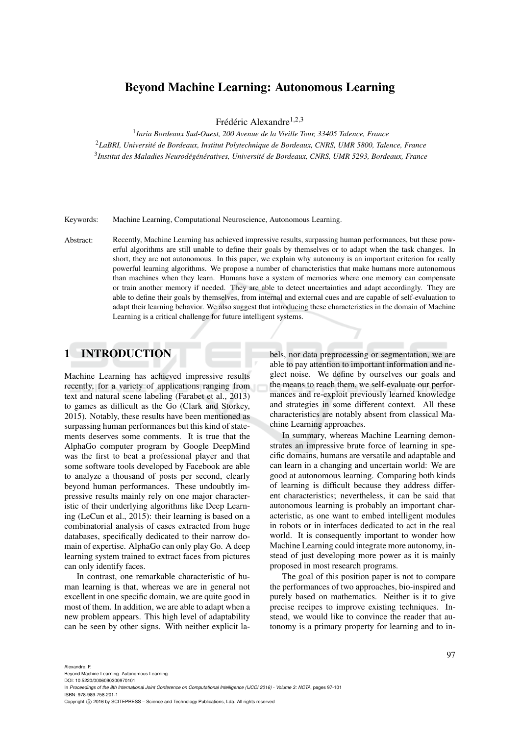# Beyond Machine Learning: Autonomous Learning

Frédéric Alexandre[1,2,3]

[1] *Inria Bordeaux Sud-Ouest, 200 Avenue de la Vieille Tour, 33405 Talence, France*
[2] *LaBRI, Université de Bordeaux, Institut Polytechnique de Bordeaux, CNRS, UMR 5800, Talence, France*
[3] *Institut des Maladies Neurodégénératives, Université de Bordeaux, CNRS, UMR 5293, Bordeaux, France*

Keywords: Machine Learning, Computational Neuroscience, Autonomous Learning.

Abstract: Recently, Machine Learning has achieved impressive results, surpassing human performances, but these powerful algorithms are still unable to define their goals by themselves or to adapt when the task changes. In short, they are not autonomous. In this paper, we explain why autonomy is an important criterion for really powerful learning algorithms. We propose a number of characteristics that make humans more autonomous than machines when they learn. Humans have a system of memories where one memory can compensate or train another memory if needed. They are able to detect uncertainties and adapt accordingly. They are able to define their goals by themselves, from internal and external cues and are capable of self-evaluation to adapt their learning behavior. We also suggest that introducing these characteristics in the domain of Machine Learning is a critical challenge for future intelligent systems.

## 1 INTRODUCTION

Machine Learning has achieved impressive results recently, for a variety of applications ranging from text and natural scene labeling (Farabet et al., 2013) to games as difficult as the Go (Clark and Storkey, 2015). Notably, these results have been mentioned as surpassing human performances but this kind of statements deserves some comments. It is true that the AlphaGo computer program by Google DeepMind was the first to beat a professional player and that some software tools developed by Facebook are able to analyze a thousand of posts per second, clearly beyond human performances. These undoubtly impressive results mainly rely on one major characteristic of their underlying algorithms like Deep Learning (LeCun et al., 2015): their learning is based on a combinatorial analysis of cases extracted from huge databases, specifically dedicated to their narrow domain of expertise. AlphaGo can only play Go. A deep learning system trained to extract faces from pictures can only identify faces.

In contrast, one remarkable characteristic of human learning is that, whereas we are in general not excellent in one specific domain, we are quite good in most of them. In addition, we are able to adapt when a new problem appears. This high level of adaptability can be seen by other signs. With neither explicit labels, nor data preprocessing or segmentation, we are able to pay attention to important information and neglect noise. We define by ourselves our goals and the means to reach them, we self-evaluate our performances and re-exploit previously learned knowledge and strategies in some different context. All these characteristics are notably absent from classical Machine Learning approaches.

In summary, whereas Machine Learning demonstrates an impressive brute force of learning in specific domains, humans are versatile and adaptable and can learn in a changing and uncertain world: We are good at autonomous learning. Comparing both kinds of learning is difficult because they address different characteristics; nevertheless, it can be said that autonomous learning is probably an important characteristic, as one want to embed intelligent modules in robots or in interfaces dedicated to act in the real world. It is consequently important to wonder how Machine Learning could integrate more autonomy, instead of just developing more power as it is mainly proposed in most research programs.

The goal of this position paper is not to compare the performances of two approaches, bio-inspired and purely based on mathematics. Neither is it to give precise recipes to improve existing techniques. Instead, we would like to convince the reader that autonomy is a primary property for learning and to in-

Alexandre, F.
Beyond Machine Learning: Autonomous Learning.
DOI: 10.5220/0006090300970101
In *Proceedings of the 8th International Joint Conference on Computational Intelligence (IJCCI 2016) - Volume 3: NCTA*, pages 97-101
ISBN: 978-989-758-201-1
Copyright © 2016 by SCITEPRESS – Science and Technology Publications, Lda. All rights reserved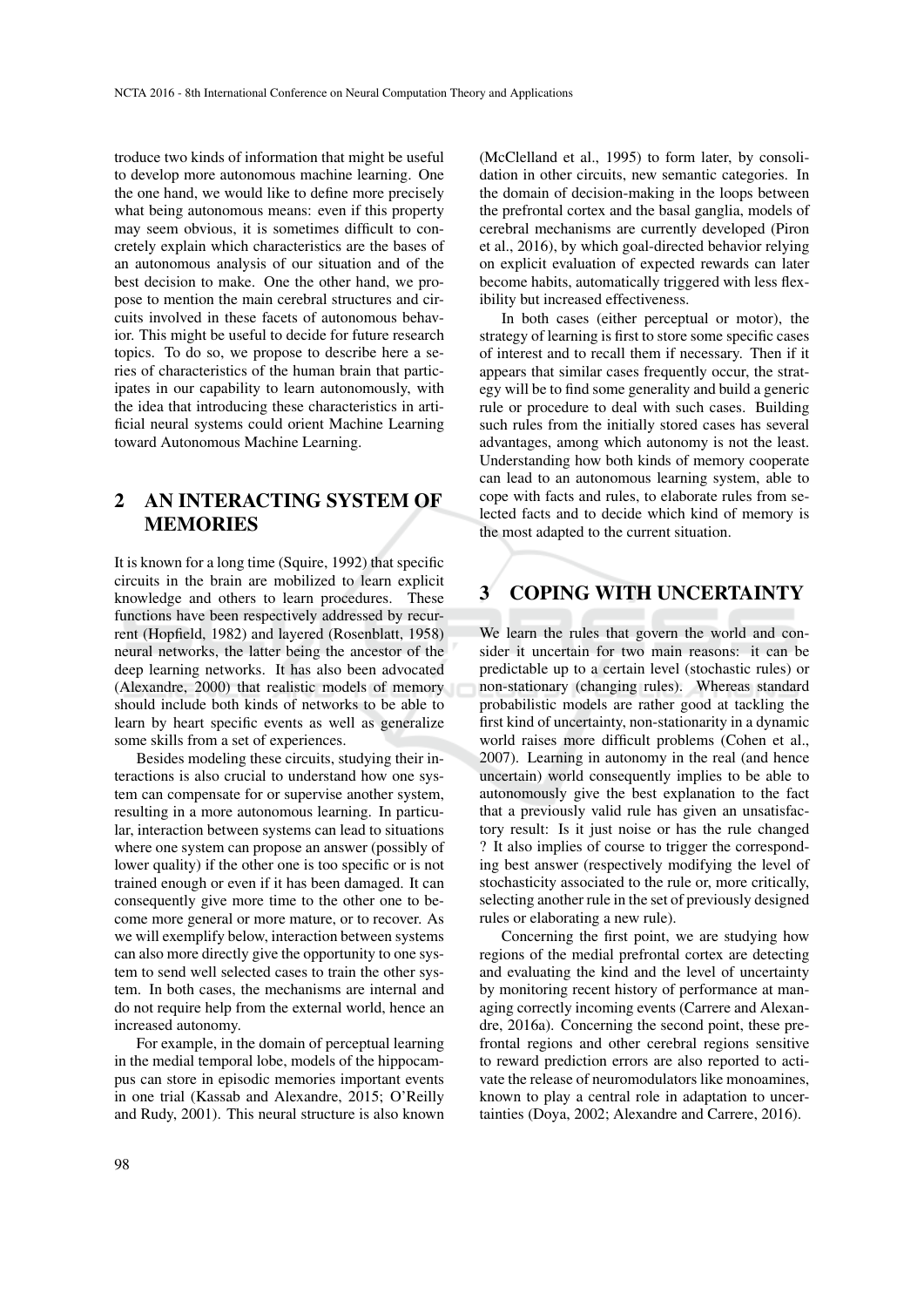troduce two kinds of information that might be useful to develop more autonomous machine learning. One the one hand, we would like to define more precisely what being autonomous means: even if this property may seem obvious, it is sometimes difficult to concretely explain which characteristics are the bases of an autonomous analysis of our situation and of the best decision to make. One the other hand, we propose to mention the main cerebral structures and circuits involved in these facets of autonomous behavior. This might be useful to decide for future research topics. To do so, we propose to describe here a series of characteristics of the human brain that participates in our capability to learn autonomously, with the idea that introducing these characteristics in artificial neural systems could orient Machine Learning toward Autonomous Machine Learning.

## 2 AN INTERACTING SYSTEM OF MEMORIES

It is known for a long time (Squire, 1992) that specific circuits in the brain are mobilized to learn explicit knowledge and others to learn procedures. These functions have been respectively addressed by recurrent (Hopfield, 1982) and layered (Rosenblatt, 1958) neural networks, the latter being the ancestor of the deep learning networks. It has also been advocated (Alexandre, 2000) that realistic models of memory should include both kinds of networks to be able to learn by heart specific events as well as generalize some skills from a set of experiences.

Besides modeling these circuits, studying their interactions is also crucial to understand how one system can compensate for or supervise another system, resulting in a more autonomous learning. In particular, interaction between systems can lead to situations where one system can propose an answer (possibly of lower quality) if the other one is too specific or is not trained enough or even if it has been damaged. It can consequently give more time to the other one to become more general or more mature, or to recover. As we will exemplify below, interaction between systems can also more directly give the opportunity to one system to send well selected cases to train the other system. In both cases, the mechanisms are internal and do not require help from the external world, hence an increased autonomy.

For example, in the domain of perceptual learning in the medial temporal lobe, models of the hippocampus can store in episodic memories important events in one trial (Kassab and Alexandre, 2015; O'Reilly and Rudy, 2001). This neural structure is also known (McClelland et al., 1995) to form later, by consolidation in other circuits, new semantic categories. In the domain of decision-making in the loops between the prefrontal cortex and the basal ganglia, models of cerebral mechanisms are currently developed (Piron et al., 2016), by which goal-directed behavior relying on explicit evaluation of expected rewards can later become habits, automatically triggered with less flexibility but increased effectiveness.

In both cases (either perceptual or motor), the strategy of learning is first to store some specific cases of interest and to recall them if necessary. Then if it appears that similar cases frequently occur, the strategy will be to find some generality and build a generic rule or procedure to deal with such cases. Building such rules from the initially stored cases has several advantages, among which autonomy is not the least. Understanding how both kinds of memory cooperate can lead to an autonomous learning system, able to cope with facts and rules, to elaborate rules from selected facts and to decide which kind of memory is the most adapted to the current situation.

## 3 COPING WITH UNCERTAINTY

We learn the rules that govern the world and consider it uncertain for two main reasons: it can be predictable up to a certain level (stochastic rules) or non-stationary (changing rules). Whereas standard probabilistic models are rather good at tackling the first kind of uncertainty, non-stationarity in a dynamic world raises more difficult problems (Cohen et al., 2007). Learning in autonomy in the real (and hence uncertain) world consequently implies to be able to autonomously give the best explanation to the fact that a previously valid rule has given an unsatisfactory result: Is it just noise or has the rule changed ? It also implies of course to trigger the corresponding best answer (respectively modifying the level of stochasticity associated to the rule or, more critically, selecting another rule in the set of previously designed rules or elaborating a new rule).

Concerning the first point, we are studying how regions of the medial prefrontal cortex are detecting and evaluating the kind and the level of uncertainty by monitoring recent history of performance at managing correctly incoming events (Carrere and Alexandre, 2016a). Concerning the second point, these prefrontal regions and other cerebral regions sensitive to reward prediction errors are also reported to activate the release of neuromodulators like monoamines, known to play a central role in adaptation to uncertainties (Doya, 2002; Alexandre and Carrere, 2016).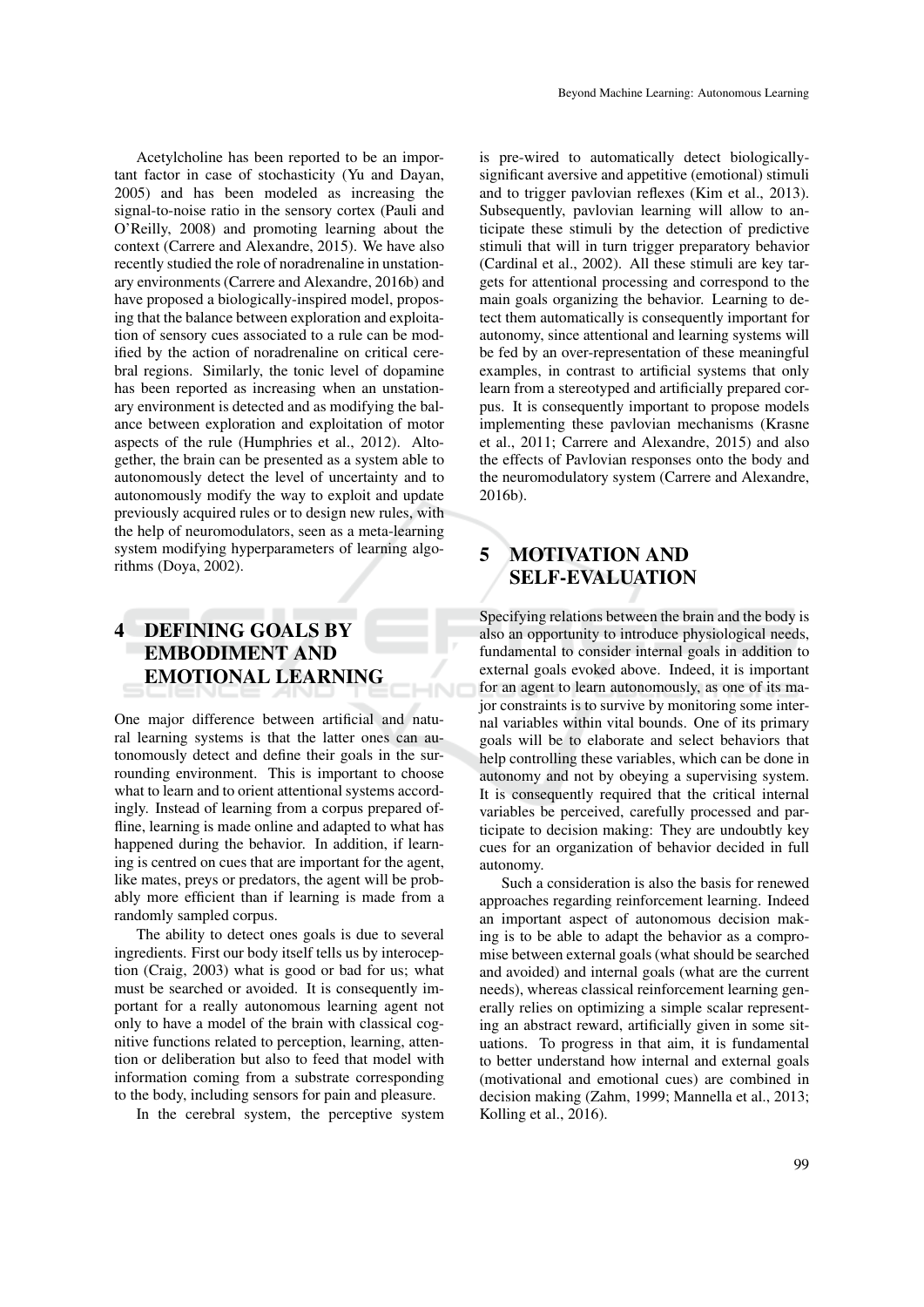Acetylcholine has been reported to be an important factor in case of stochasticity (Yu and Dayan, 2005) and has been modeled as increasing the signal-to-noise ratio in the sensory cortex (Pauli and O'Reilly, 2008) and promoting learning about the context (Carrere and Alexandre, 2015). We have also recently studied the role of noradrenaline in unstationary environments (Carrere and Alexandre, 2016b) and have proposed a biologically-inspired model, proposing that the balance between exploration and exploitation of sensory cues associated to a rule can be modified by the action of noradrenaline on critical cerebral regions. Similarly, the tonic level of dopamine has been reported as increasing when an unstationary environment is detected and as modifying the balance between exploration and exploitation of motor aspects of the rule (Humphries et al., 2012). Altogether, the brain can be presented as a system able to autonomously detect the level of uncertainty and to autonomously modify the way to exploit and update previously acquired rules or to design new rules, with the help of neuromodulators, seen as a meta-learning system modifying hyperparameters of learning algorithms (Doya, 2002).

# 4 DEFINING GOALS BY EMBODIMENT AND EMOTIONAL LEARNING

One major difference between artificial and natural learning systems is that the latter ones can autonomously detect and define their goals in the surrounding environment. This is important to choose what to learn and to orient attentional systems accordingly. Instead of learning from a corpus prepared offline, learning is made online and adapted to what has happened during the behavior. In addition, if learning is centred on cues that are important for the agent, like mates, preys or predators, the agent will be probably more efficient than if learning is made from a randomly sampled corpus.

The ability to detect ones goals is due to several ingredients. First our body itself tells us by interoception (Craig, 2003) what is good or bad for us; what must be searched or avoided. It is consequently important for a really autonomous learning agent not only to have a model of the brain with classical cognitive functions related to perception, learning, attention or deliberation but also to feed that model with information coming from a substrate corresponding to the body, including sensors for pain and pleasure.

In the cerebral system, the perceptive system is pre-wired to automatically detect biologically-significant aversive and appetitive (emotional) stimuli and to trigger pavlovian reflexes (Kim et al., 2013). Subsequently, pavlovian learning will allow to anticipate these stimuli by the detection of predictive stimuli that will in turn trigger preparatory behavior (Cardinal et al., 2002). All these stimuli are key targets for attentional processing and correspond to the main goals organizing the behavior. Learning to detect them automatically is consequently important for autonomy, since attentional and learning systems will be fed by an over-representation of these meaningful examples, in contrast to artificial systems that only learn from a stereotyped and artificially prepared corpus. It is consequently important to propose models implementing these pavlovian mechanisms (Krasne et al., 2011; Carrere and Alexandre, 2015) and also the effects of Pavlovian responses onto the body and the neuromodulatory system (Carrere and Alexandre, 2016b).

# 5 MOTIVATION AND SELF-EVALUATION

Specifying relations between the brain and the body is also an opportunity to introduce physiological needs, fundamental to consider internal goals in addition to external goals evoked above. Indeed, it is important for an agent to learn autonomously, as one of its major constraints is to survive by monitoring some internal variables within vital bounds. One of its primary goals will be to elaborate and select behaviors that help controlling these variables, which can be done in autonomy and not by obeying a supervising system. It is consequently required that the critical internal variables be perceived, carefully processed and participate to decision making: They are undoubtly key cues for an organization of behavior decided in full autonomy.

Such a consideration is also the basis for renewed approaches regarding reinforcement learning. Indeed an important aspect of autonomous decision making is to be able to adapt the behavior as a compromise between external goals (what should be searched and avoided) and internal goals (what are the current needs), whereas classical reinforcement learning generally relies on optimizing a simple scalar representing an abstract reward, artificially given in some situations. To progress in that aim, it is fundamental to better understand how internal and external goals (motivational and emotional cues) are combined in decision making (Zahm, 1999; Mannella et al., 2013; Kolling et al., 2016).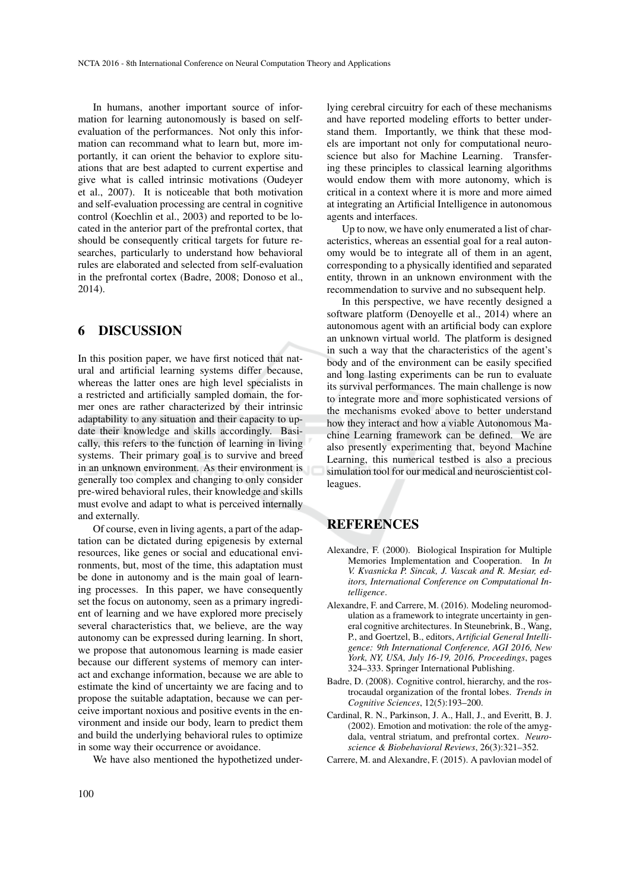In humans, another important source of information for learning autonomously is based on self-evaluation of the performances. Not only this information can recommand what to learn but, more importantly, it can orient the behavior to explore situations that are best adapted to current expertise and give what is called intrinsic motivations (Oudeyer et al., 2007). It is noticeable that both motivation and self-evaluation processing are central in cognitive control (Koechlin et al., 2003) and reported to be located in the anterior part of the prefrontal cortex, that should be consequently critical targets for future researches, particularly to understand how behavioral rules are elaborated and selected from self-evaluation in the prefrontal cortex (Badre, 2008; Donoso et al., 2014).

## 6 DISCUSSION

In this position paper, we have first noticed that natural and artificial learning systems differ because, whereas the latter ones are high level specialists in a restricted and artificially sampled domain, the former ones are rather characterized by their intrinsic adaptability to any situation and their capacity to update their knowledge and skills accordingly. Basically, this refers to the function of learning in living systems. Their primary goal is to survive and breed in an unknown environment. As their environment is generally too complex and changing to only consider pre-wired behavioral rules, their knowledge and skills must evolve and adapt to what is perceived internally and externally.

Of course, even in living agents, a part of the adaptation can be dictated during epigenesis by external resources, like genes or social and educational environments, but, most of the time, this adaptation must be done in autonomy and is the main goal of learning processes. In this paper, we have consequently set the focus on autonomy, seen as a primary ingredient of learning and we have explored more precisely several characteristics that, we believe, are the way autonomy can be expressed during learning. In short, we propose that autonomous learning is made easier because our different systems of memory can interact and exchange information, because we are able to estimate the kind of uncertainty we are facing and to propose the suitable adaptation, because we can perceive important noxious and positive events in the environment and inside our body, learn to predict them and build the underlying behavioral rules to optimize in some way their occurrence or avoidance.

We have also mentioned the hypothetized underlying cerebral circuitry for each of these mechanisms and have reported modeling efforts to better understand them. Importantly, we think that these models are important not only for computational neuroscience but also for Machine Learning. Transferring these principles to classical learning algorithms would endow them with more autonomy, which is critical in a context where it is more and more aimed at integrating an Artificial Intelligence in autonomous agents and interfaces.

Up to now, we have only enumerated a list of characteristics, whereas an essential goal for a real autonomy would be to integrate all of them in an agent, corresponding to a physically identified and separated entity, thrown in an unknown environment with the recommendation to survive and no subsequent help.

In this perspective, we have recently designed a software platform (Denoyelle et al., 2014) where an autonomous agent with an artificial body can explore an unknown virtual world. The platform is designed in such a way that the characteristics of the agent's body and of the environment can be easily specified and long lasting experiments can be run to evaluate its survival performances. The main challenge is now to integrate more and more sophisticated versions of the mechanisms evoked above to better understand how they interact and how a viable Autonomous Machine Learning framework can be defined. We are also presently experimenting that, beyond Machine Learning, this numerical testbed is also a precious simulation tool for our medical and neuroscientist colleagues.

## REFERENCES

Alexandre, F. (2000). Biological Inspiration for Multiple Memories Implementation and Cooperation. In *In V. Kvasnicka P. Sincak, J. Vascak and R. Mesiar, editors, International Conference on Computational Intelligence*.

Alexandre, F. and Carrere, M. (2016). Modeling neuromodulation as a framework to integrate uncertainty in general cognitive architectures. In Steunebrink, B., Wang, P., and Goertzel, B., editors, *Artificial General Intelligence: 9th International Conference, AGI 2016, New York, NY, USA, July 16-19, 2016, Proceedings*, pages 324–333. Springer International Publishing.

Badre, D. (2008). Cognitive control, hierarchy, and the rostrocaudal organization of the frontal lobes. *Trends in Cognitive Sciences*, 12(5):193–200.

Cardinal, R. N., Parkinson, J. A., Hall, J., and Everitt, B. J. (2002). Emotion and motivation: the role of the amygdala, ventral striatum, and prefrontal cortex. *Neuroscience & Biobehavioral Reviews*, 26(3):321–352.

Carrere, M. and Alexandre, F. (2015). A pavlovian model of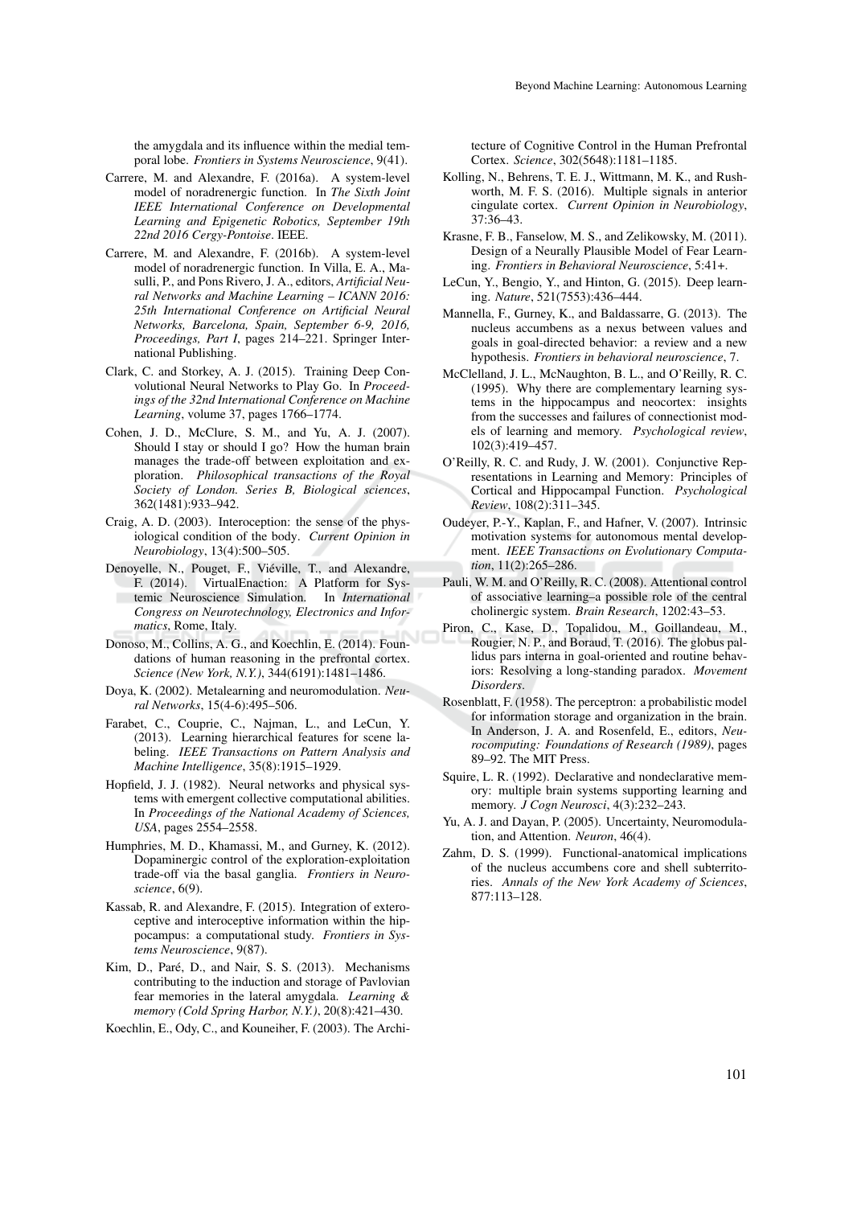the amygdala and its influence within the medial temporal lobe. *Frontiers in Systems Neuroscience*, 9(41).

Carrere, M. and Alexandre, F. (2016a). A system-level model of noradrenergic function. In *The Sixth Joint IEEE International Conference on Developmental Learning and Epigenetic Robotics, September 19th 22nd 2016 Cergy-Pontoise*. IEEE.

Carrere, M. and Alexandre, F. (2016b). A system-level model of noradrenergic function. In Villa, E. A., Masulli, P., and Pons Rivero, J. A., editors, *Artificial Neural Networks and Machine Learning – ICANN 2016: 25th International Conference on Artificial Neural Networks, Barcelona, Spain, September 6-9, 2016, Proceedings, Part I*, pages 214–221. Springer International Publishing.

Clark, C. and Storkey, A. J. (2015). Training Deep Convolutional Neural Networks to Play Go. In *Proceedings of the 32nd International Conference on Machine Learning*, volume 37, pages 1766–1774.

Cohen, J. D., McClure, S. M., and Yu, A. J. (2007). Should I stay or should I go? How the human brain manages the trade-off between exploitation and exploration. *Philosophical transactions of the Royal Society of London. Series B, Biological sciences*, 362(1481):933–942.

Craig, A. D. (2003). Interoception: the sense of the physiological condition of the body. *Current Opinion in Neurobiology*, 13(4):500–505.

Denoyelle, N., Pouget, F., Viéville, T., and Alexandre, F. (2014). VirtualEnaction: A Platform for Systemic Neuroscience Simulation. In *International Congress on Neurotechnology, Electronics and Informatics*, Rome, Italy.

Donoso, M., Collins, A. G., and Koechlin, E. (2014). Foundations of human reasoning in the prefrontal cortex. *Science (New York, N.Y.)*, 344(6191):1481–1486.

Doya, K. (2002). Metalearning and neuromodulation. *Neural Networks*, 15(4-6):495–506.

Farabet, C., Couprie, C., Najman, L., and LeCun, Y. (2013). Learning hierarchical features for scene labeling. *IEEE Transactions on Pattern Analysis and Machine Intelligence*, 35(8):1915–1929.

Hopfield, J. J. (1982). Neural networks and physical systems with emergent collective computational abilities. In *Proceedings of the National Academy of Sciences, USA*, pages 2554–2558.

Humphries, M. D., Khamassi, M., and Gurney, K. (2012). Dopaminergic control of the exploration-exploitation trade-off via the basal ganglia. *Frontiers in Neuroscience*, 6(9).

Kassab, R. and Alexandre, F. (2015). Integration of exteroceptive and interoceptive information within the hippocampus: a computational study. *Frontiers in Systems Neuroscience*, 9(87).

Kim, D., Paré, D., and Nair, S. S. (2013). Mechanisms contributing to the induction and storage of Pavlovian fear memories in the lateral amygdala. *Learning & memory (Cold Spring Harbor, N.Y.)*, 20(8):421–430.

Koechlin, E., Ody, C., and Kouneiher, F. (2003). The Architecture of Cognitive Control in the Human Prefrontal Cortex. *Science*, 302(5648):1181–1185.

Kolling, N., Behrens, T. E. J., Wittmann, M. K., and Rushworth, M. F. S. (2016). Multiple signals in anterior cingulate cortex. *Current Opinion in Neurobiology*, 37:36–43.

Krasne, F. B., Fanselow, M. S., and Zelikowsky, M. (2011). Design of a Neurally Plausible Model of Fear Learning. *Frontiers in Behavioral Neuroscience*, 5:41+.

LeCun, Y., Bengio, Y., and Hinton, G. (2015). Deep learning. *Nature*, 521(7553):436–444.

Mannella, F., Gurney, K., and Baldassarre, G. (2013). The nucleus accumbens as a nexus between values and goals in goal-directed behavior: a review and a new hypothesis. *Frontiers in behavioral neuroscience*, 7.

McClelland, J. L., McNaughton, B. L., and O'Reilly, R. C. (1995). Why there are complementary learning systems in the hippocampus and neocortex: insights from the successes and failures of connectionist models of learning and memory. *Psychological review*, 102(3):419–457.

O'Reilly, R. C. and Rudy, J. W. (2001). Conjunctive Representations in Learning and Memory: Principles of Cortical and Hippocampal Function. *Psychological Review*, 108(2):311–345.

Oudeyer, P.-Y., Kaplan, F., and Hafner, V. (2007). Intrinsic motivation systems for autonomous mental development. *IEEE Transactions on Evolutionary Computation*, 11(2):265–286.

Pauli, W. M. and O'Reilly, R. C. (2008). Attentional control of associative learning–a possible role of the central cholinergic system. *Brain Research*, 1202:43–53.

Piron, C., Kase, D., Topalidou, M., Goillandeau, M., Rougier, N. P., and Boraud, T. (2016). The globus pallidus pars interna in goal-oriented and routine behaviors: Resolving a long-standing paradox. *Movement Disorders*.

Rosenblatt, F. (1958). The perceptron: a probabilistic model for information storage and organization in the brain. In Anderson, J. A. and Rosenfeld, E., editors, *Neurocomputing: Foundations of Research (1989)*, pages 89–92. The MIT Press.

Squire, L. R. (1992). Declarative and nondeclarative memory: multiple brain systems supporting learning and memory. *J Cogn Neurosci*, 4(3):232–243.

Yu, A. J. and Dayan, P. (2005). Uncertainty, Neuromodulation, and Attention. *Neuron*, 46(4).

Zahm, D. S. (1999). Functional-anatomical implications of the nucleus accumbens core and shell subterritories. *Annals of the New York Academy of Sciences*, 877:113–128.